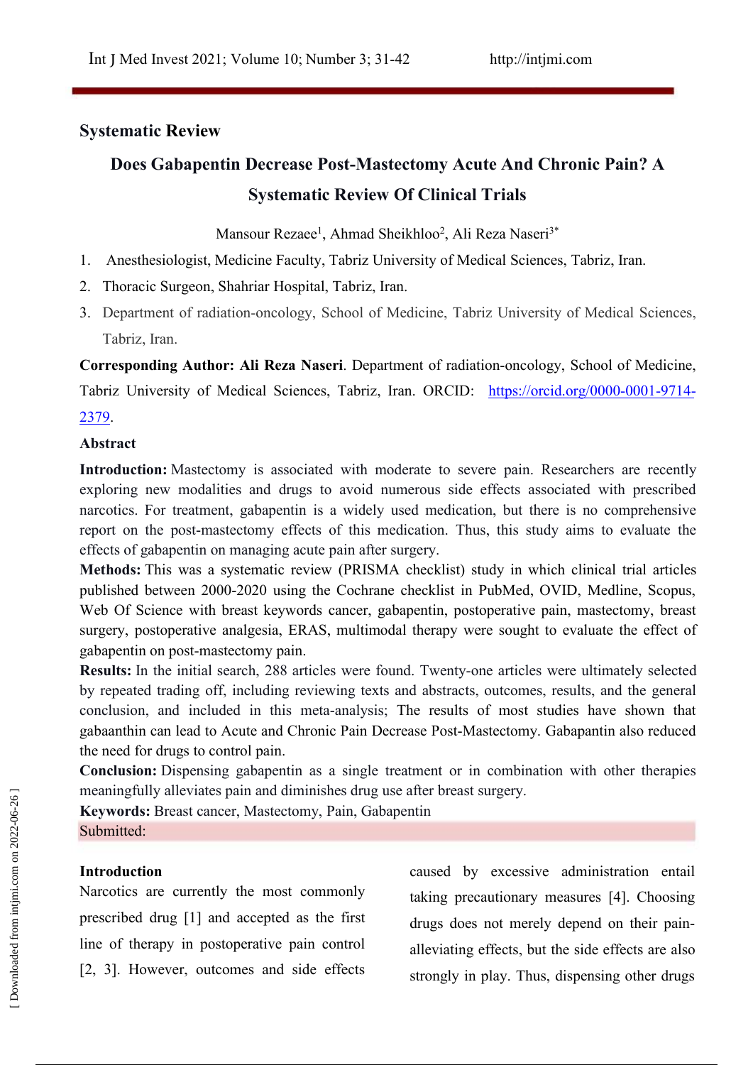## Systematic Review

# Does Gabapentin Decrease Post-Mastectomy Acute And Chronic Pain? A Systematic Review Of Clinical Trials

Mansour Rezaee[1], Ahmad Sheikhloo[2], Ali Reza Naseri[3*]

1. Anesthesiologist, Medicine Faculty, Tabriz University of Medical Sciences, Tabriz, Iran.
2. Thoracic Surgeon, Shahriar Hospital, Tabriz, Iran.
3. Department of radiation-oncology, School of Medicine, Tabriz University of Medical Sciences, Tabriz, Iran.

**Corresponding Author: Ali Reza Naseri**. Department of radiation-oncology, School of Medicine, Tabriz University of Medical Sciences, Tabriz, Iran. ORCID: https://orcid.org/0000-0001-9714-2379.

**Abstract**

**Introduction:** Mastectomy is associated with moderate to severe pain. Researchers are recently exploring new modalities and drugs to avoid numerous side effects associated with prescribed narcotics. For treatment, gabapentin is a widely used medication, but there is no comprehensive report on the post-mastectomy effects of this medication. Thus, this study aims to evaluate the effects of gabapentin on managing acute pain after surgery.

**Methods:** This was a systematic review (PRISMA checklist) study in which clinical trial articles published between 2000-2020 using the Cochrane checklist in PubMed, OVID, Medline, Scopus, Web Of Science with breast keywords cancer, gabapentin, postoperative pain, mastectomy, breast surgery, postoperative analgesia, ERAS, multimodal therapy were sought to evaluate the effect of gabapentin on post-mastectomy pain.

**Results:** In the initial search, 288 articles were found. Twenty-one articles were ultimately selected by repeated trading off, including reviewing texts and abstracts, outcomes, results, and the general conclusion, and included in this meta-analysis; The results of most studies have shown that gabaanthin can lead to Acute and Chronic Pain Decrease Post-Mastectomy. Gabapentin also reduced the need for drugs to control pain.

**Conclusion:** Dispensing gabapentin as a single treatment or in combination with other therapies meaningfully alleviates pain and diminishes drug use after breast surgery.

**Keywords:** Breast cancer, Mastectomy, Pain, Gabapentin

Submitted:

## Introduction

Narcotics are currently the most commonly prescribed drug [1] and accepted as the first line of therapy in postoperative pain control [2, 3]. However, outcomes and side effects caused by excessive administration entail taking precautionary measures [4]. Choosing drugs does not merely depend on their pain-alleviating effects, but the side effects are also strongly in play. Thus, dispensing other drugs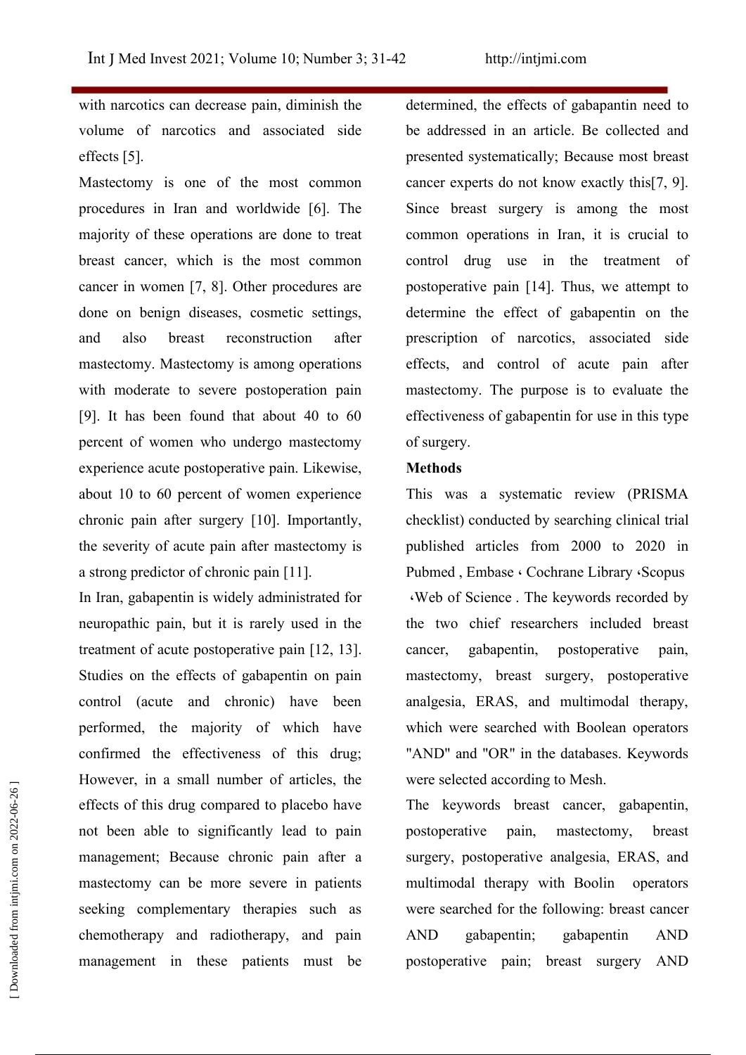with narcotics can decrease pain, diminish the volume of narcotics and associated side effects [5].

Mastectomy is one of the most common procedures in Iran and worldwide [6]. The majority of these operations are done to treat breast cancer, which is the most common cancer in women [7, 8]. Other procedures are done on benign diseases, cosmetic settings, and also breast reconstruction after mastectomy. Mastectomy is among operations with moderate to severe postoperation pain [9]. It has been found that about 40 to 60 percent of women who undergo mastectomy experience acute postoperative pain. Likewise, about 10 to 60 percent of women experience chronic pain after surgery [10]. Importantly, the severity of acute pain after mastectomy is a strong predictor of chronic pain [11].

In Iran, gabapentin is widely administrated for neuropathic pain, but it is rarely used in the treatment of acute postoperative pain [12, 13]. Studies on the effects of gabapentin on pain control (acute and chronic) have been performed, the majority of which have confirmed the effectiveness of this drug; However, in a small number of articles, the effects of this drug compared to placebo have not been able to significantly lead to pain management; Because chronic pain after a mastectomy can be more severe in patients seeking complementary therapies such as chemotherapy and radiotherapy, and pain management in these patients must be determined, the effects of gabapentin need to be addressed in an article. Be collected and presented systematically; Because most breast cancer experts do not know exactly this[7, 9]. Since breast surgery is among the most common operations in Iran, it is crucial to control drug use in the treatment of postoperative pain [14]. Thus, we attempt to determine the effect of gabapentin on the prescription of narcotics, associated side effects, and control of acute pain after mastectomy. The purpose is to evaluate the effectiveness of gabapentin for use in this type of surgery.

**Methods**

This was a systematic review (PRISMA checklist) conducted by searching clinical trial published articles from 2000 to 2020 in Pubmed , Embase ، Cochrane Library ،Scopus ،Web of Science . The keywords recorded by the two chief researchers included breast cancer, gabapentin, postoperative pain, mastectomy, breast surgery, postoperative analgesia, ERAS, and multimodal therapy, which were searched with Boolean operators "AND" and "OR" in the databases. Keywords were selected according to Mesh.

The keywords breast cancer, gabapentin, postoperative pain, mastectomy, breast surgery, postoperative analgesia, ERAS, and multimodal therapy with Boolin operators were searched for the following: breast cancer AND gabapentin; gabapentin AND postoperative pain; breast surgery AND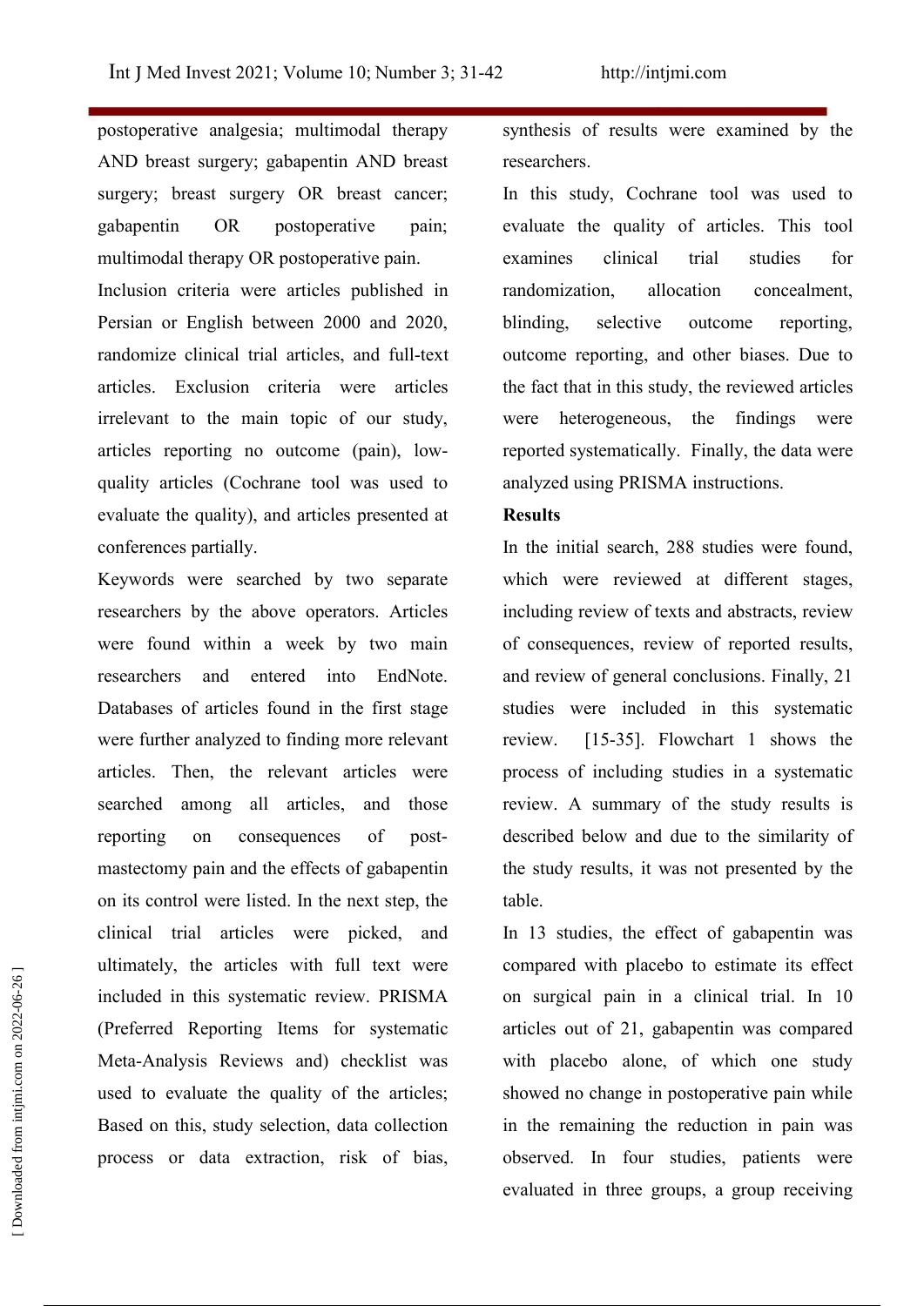postoperative analgesia; multimodal therapy AND breast surgery; gabapentin AND breast surgery; breast surgery OR breast cancer; gabapentin OR postoperative pain; multimodal therapy OR postoperative pain.

Inclusion criteria were articles published in Persian or English between 2000 and 2020, randomize clinical trial articles, and full-text articles. Exclusion criteria were articles irrelevant to the main topic of our study, articles reporting no outcome (pain), low-quality articles (Cochrane tool was used to evaluate the quality), and articles presented at conferences partially.

Keywords were searched by two separate researchers by the above operators. Articles were found within a week by two main researchers and entered into EndNote. Databases of articles found in the first stage were further analyzed to finding more relevant articles. Then, the relevant articles were searched among all articles, and those reporting on consequences of post-mastectomy pain and the effects of gabapentin on its control were listed. In the next step, the clinical trial articles were picked, and ultimately, the articles with full text were included in this systematic review. PRISMA (Preferred Reporting Items for systematic Meta-Analysis Reviews and) checklist was used to evaluate the quality of the articles; Based on this, study selection, data collection process or data extraction, risk of bias, synthesis of results were examined by the researchers.

In this study, Cochrane tool was used to evaluate the quality of articles. This tool examines clinical trial studies for randomization, allocation concealment, blinding, selective outcome reporting, outcome reporting, and other biases. Due to the fact that in this study, the reviewed articles were heterogeneous, the findings were reported systematically. Finally, the data were analyzed using PRISMA instructions.

## Results

In the initial search, 288 studies were found, which were reviewed at different stages, including review of texts and abstracts, review of consequences, review of reported results, and review of general conclusions. Finally, 21 studies were included in this systematic review. [15-35]. Flowchart 1 shows the process of including studies in a systematic review. A summary of the study results is described below and due to the similarity of the study results, it was not presented by the table.

In 13 studies, the effect of gabapentin was compared with placebo to estimate its effect on surgical pain in a clinical trial. In 10 articles out of 21, gabapentin was compared with placebo alone, of which one study showed no change in postoperative pain while in the remaining the reduction in pain was observed. In four studies, patients were evaluated in three groups, a group receiving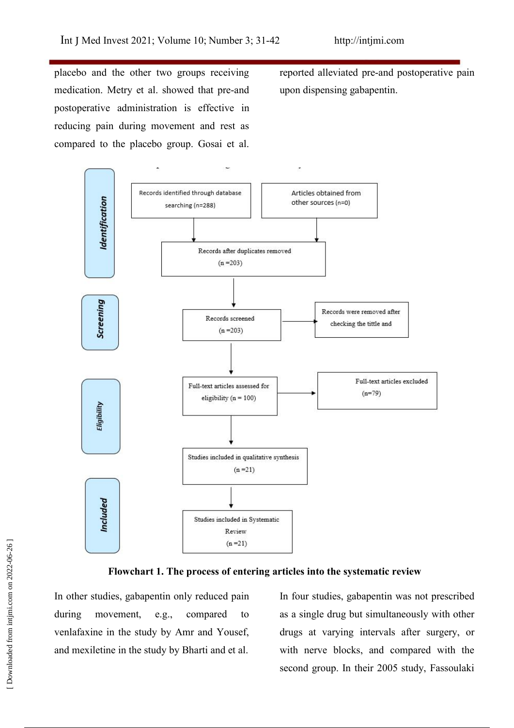placebo and the other two groups receiving medication. Metry et al. showed that pre-and postoperative administration is effective in reducing pain during movement and rest as compared to the placebo group. Gosai et al. reported alleviated pre-and postoperative pain upon dispensing gabapentin.

**Identification**

Records identified through database searching (n=288)

Articles obtained from other sources (n=0)

Records after duplicates removed (n =203)

**Screening**

Records screened (n =203)

Records were removed after checking the tittle and

**Eligibility**

Full-text articles assessed for eligibility (n = 100)

Full-text articles excluded (n=79)

Studies included in qualitative synthesis (n =21)

**Included**

Studies included in Systematic Review (n =21)

**Flowchart 1. The process of entering articles into the systematic review**

In other studies, gabapentin only reduced pain during movement, e.g., compared to venlafaxine in the study by Amr and Yousef, and mexiletine in the study by Bharti and et al.

In four studies, gabapentin was not prescribed as a single drug but simultaneously with other drugs at varying intervals after surgery, or with nerve blocks, and compared with the second group. In their 2005 study, Fassoulaki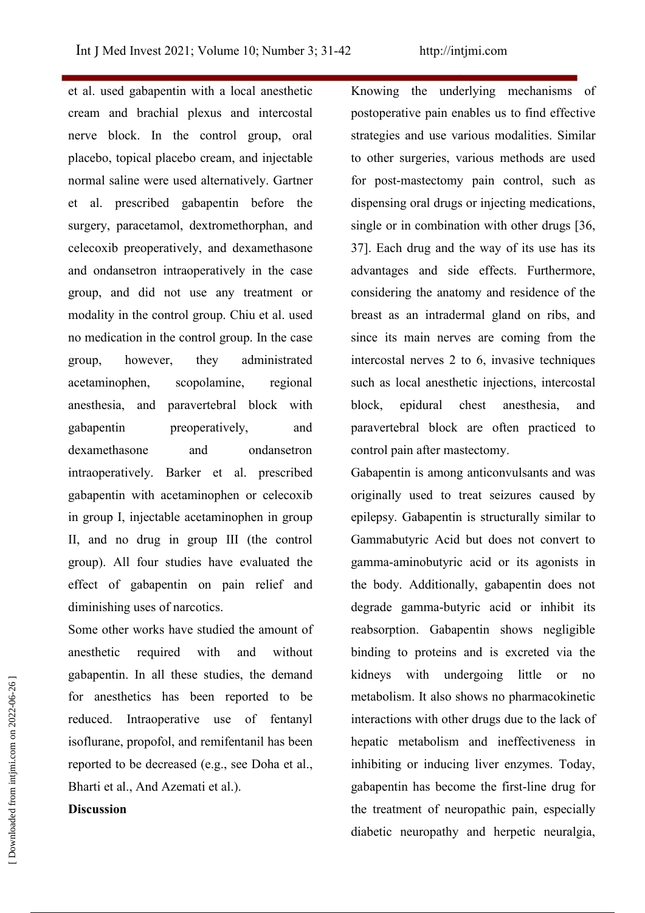et al. used gabapentin with a local anesthetic cream and brachial plexus and intercostal nerve block. In the control group, oral placebo, topical placebo cream, and injectable normal saline were used alternatively. Gartner et al. prescribed gabapentin before the surgery, paracetamol, dextromethorphan, and celecoxib preoperatively, and dexamethasone and ondansetron intraoperatively in the case group, and did not use any treatment or modality in the control group. Chiu et al. used no medication in the control group. In the case group, however, they administrated acetaminophen, scopolamine, regional anesthesia, and paravertebral block with gabapentin preoperatively, and dexamethasone and ondansetron intraoperatively. Barker et al. prescribed gabapentin with acetaminophen or celecoxib in group I, injectable acetaminophen in group II, and no drug in group III (the control group). All four studies have evaluated the effect of gabapentin on pain relief and diminishing uses of narcotics.

Some other works have studied the amount of anesthetic required with and without gabapentin. In all these studies, the demand for anesthetics has been reported to be reduced. Intraoperative use of fentanyl isoflurane, propofol, and remifentanil has been reported to be decreased (e.g., see Doha et al., Bharti et al., And Azemati et al.).

**Discussion**

Knowing the underlying mechanisms of postoperative pain enables us to find effective strategies and use various modalities. Similar to other surgeries, various methods are used for post-mastectomy pain control, such as dispensing oral drugs or injecting medications, single or in combination with other drugs [36, 37]. Each drug and the way of its use has its advantages and side effects. Furthermore, considering the anatomy and residence of the breast as an intradermal gland on ribs, and since its main nerves are coming from the intercostal nerves 2 to 6, invasive techniques such as local anesthetic injections, intercostal block, epidural chest anesthesia, and paravertebral block are often practiced to control pain after mastectomy.

Gabapentin is among anticonvulsants and was originally used to treat seizures caused by epilepsy. Gabapentin is structurally similar to Gammabutyric Acid but does not convert to gamma-aminobutyric acid or its agonists in the body. Additionally, gabapentin does not degrade gamma-butyric acid or inhibit its reabsorption. Gabapentin shows negligible binding to proteins and is excreted via the kidneys with undergoing little or no metabolism. It also shows no pharmacokinetic interactions with other drugs due to the lack of hepatic metabolism and ineffectiveness in inhibiting or inducing liver enzymes. Today, gabapentin has become the first-line drug for the treatment of neuropathic pain, especially diabetic neuropathy and herpetic neuralgia,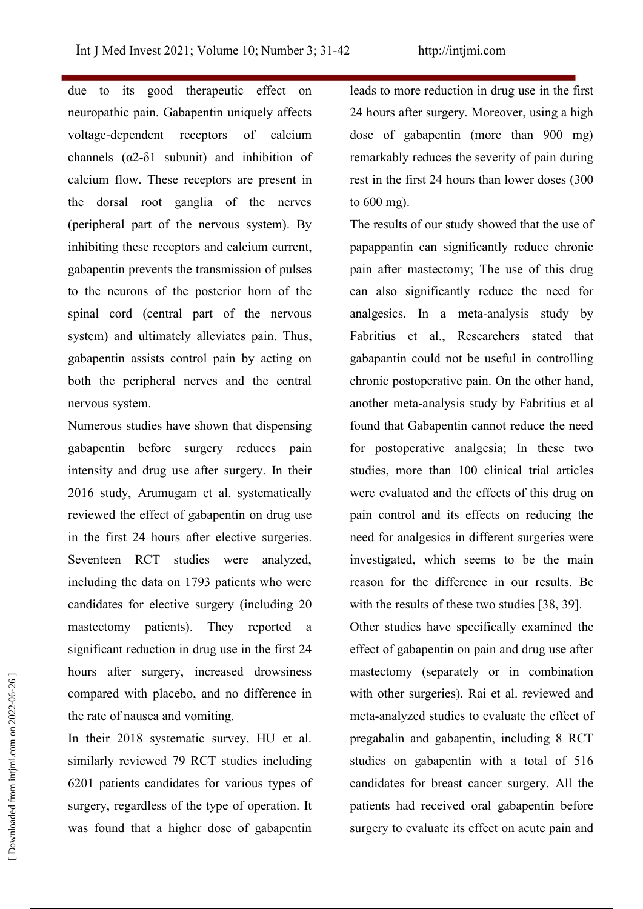due to its good therapeutic effect on neuropathic pain. Gabapentin uniquely affects voltage-dependent receptors of calcium channels (α2-δ1 subunit) and inhibition of calcium flow. These receptors are present in the dorsal root ganglia of the nerves (peripheral part of the nervous system). By inhibiting these receptors and calcium current, gabapentin prevents the transmission of pulses to the neurons of the posterior horn of the spinal cord (central part of the nervous system) and ultimately alleviates pain. Thus, gabapentin assists control pain by acting on both the peripheral nerves and the central nervous system.

Numerous studies have shown that dispensing gabapentin before surgery reduces pain intensity and drug use after surgery. In their 2016 study, Arumugam et al. systematically reviewed the effect of gabapentin on drug use in the first 24 hours after elective surgeries. Seventeen RCT studies were analyzed, including the data on 1793 patients who were candidates for elective surgery (including 20 mastectomy patients). They reported a significant reduction in drug use in the first 24 hours after surgery, increased drowsiness compared with placebo, and no difference in the rate of nausea and vomiting.

In their 2018 systematic survey, HU et al. similarly reviewed 79 RCT studies including 6201 patients candidates for various types of surgery, regardless of the type of operation. It was found that a higher dose of gabapentin leads to more reduction in drug use in the first 24 hours after surgery. Moreover, using a high dose of gabapentin (more than 900 mg) remarkably reduces the severity of pain during rest in the first 24 hours than lower doses (300 to 600 mg).

The results of our study showed that the use of papappantin can significantly reduce chronic pain after mastectomy; The use of this drug can also significantly reduce the need for analgesics. In a meta-analysis study by Fabritius et al., Researchers stated that gabapentin could not be useful in controlling chronic postoperative pain. On the other hand, another meta-analysis study by Fabritius et al found that Gabapentin cannot reduce the need for postoperative analgesia; In these two studies, more than 100 clinical trial articles were evaluated and the effects of this drug on pain control and its effects on reducing the need for analgesics in different surgeries were investigated, which seems to be the main reason for the difference in our results. Be with the results of these two studies [38, 39].

Other studies have specifically examined the effect of gabapentin on pain and drug use after mastectomy (separately or in combination with other surgeries). Rai et al. reviewed and meta-analyzed studies to evaluate the effect of pregabalin and gabapentin, including 8 RCT studies on gabapentin with a total of 516 candidates for breast cancer surgery. All the patients had received oral gabapentin before surgery to evaluate its effect on acute pain and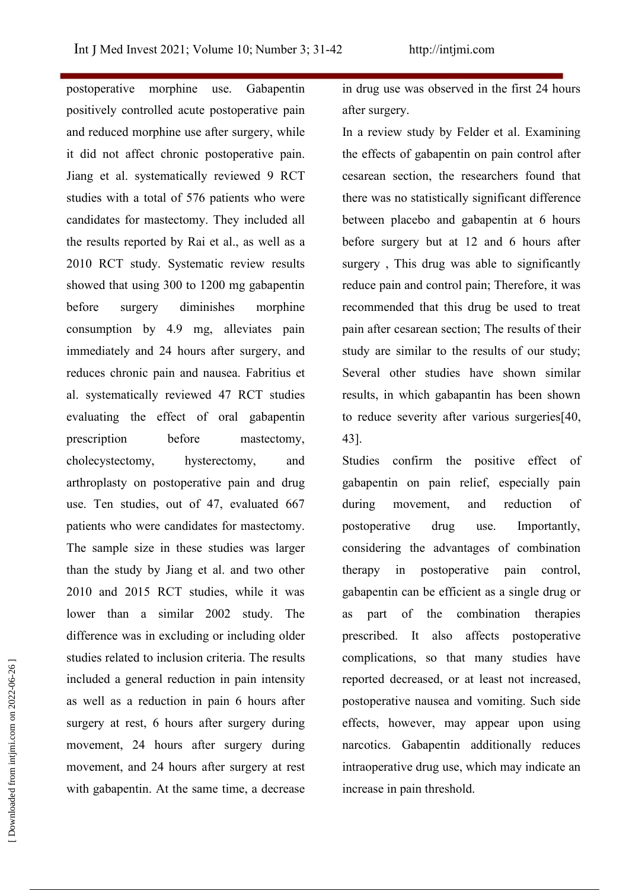postoperative morphine use. Gabapentin positively controlled acute postoperative pain and reduced morphine use after surgery, while it did not affect chronic postoperative pain. Jiang et al. systematically reviewed 9 RCT studies with a total of 576 patients who were candidates for mastectomy. They included all the results reported by Rai et al., as well as a 2010 RCT study. Systematic review results showed that using 300 to 1200 mg gabapentin before surgery diminishes morphine consumption by 4.9 mg, alleviates pain immediately and 24 hours after surgery, and reduces chronic pain and nausea. Fabritius et al. systematically reviewed 47 RCT studies evaluating the effect of oral gabapentin prescription before mastectomy, cholecystectomy, hysterectomy, and arthroplasty on postoperative pain and drug use. Ten studies, out of 47, evaluated 667 patients who were candidates for mastectomy. The sample size in these studies was larger than the study by Jiang et al. and two other 2010 and 2015 RCT studies, while it was lower than a similar 2002 study. The difference was in excluding or including older studies related to inclusion criteria. The results included a general reduction in pain intensity as well as a reduction in pain 6 hours after surgery at rest, 6 hours after surgery during movement, 24 hours after surgery during movement, and 24 hours after surgery at rest with gabapentin. At the same time, a decrease in drug use was observed in the first 24 hours after surgery.

In a review study by Felder et al. Examining the effects of gabapentin on pain control after cesarean section, the researchers found that there was no statistically significant difference between placebo and gabapentin at 6 hours before surgery but at 12 and 6 hours after surgery , This drug was able to significantly reduce pain and control pain; Therefore, it was recommended that this drug be used to treat pain after cesarean section; The results of their study are similar to the results of our study; Several other studies have shown similar results, in which gabapantin has been shown to reduce severity after various surgeries[40, 43].

Studies confirm the positive effect of gabapentin on pain relief, especially pain during movement, and reduction of postoperative drug use. Importantly, considering the advantages of combination therapy in postoperative pain control, gabapentin can be efficient as a single drug or as part of the combination therapies prescribed. It also affects postoperative complications, so that many studies have reported decreased, or at least not increased, postoperative nausea and vomiting. Such side effects, however, may appear upon using narcotics. Gabapentin additionally reduces intraoperative drug use, which may indicate an increase in pain threshold.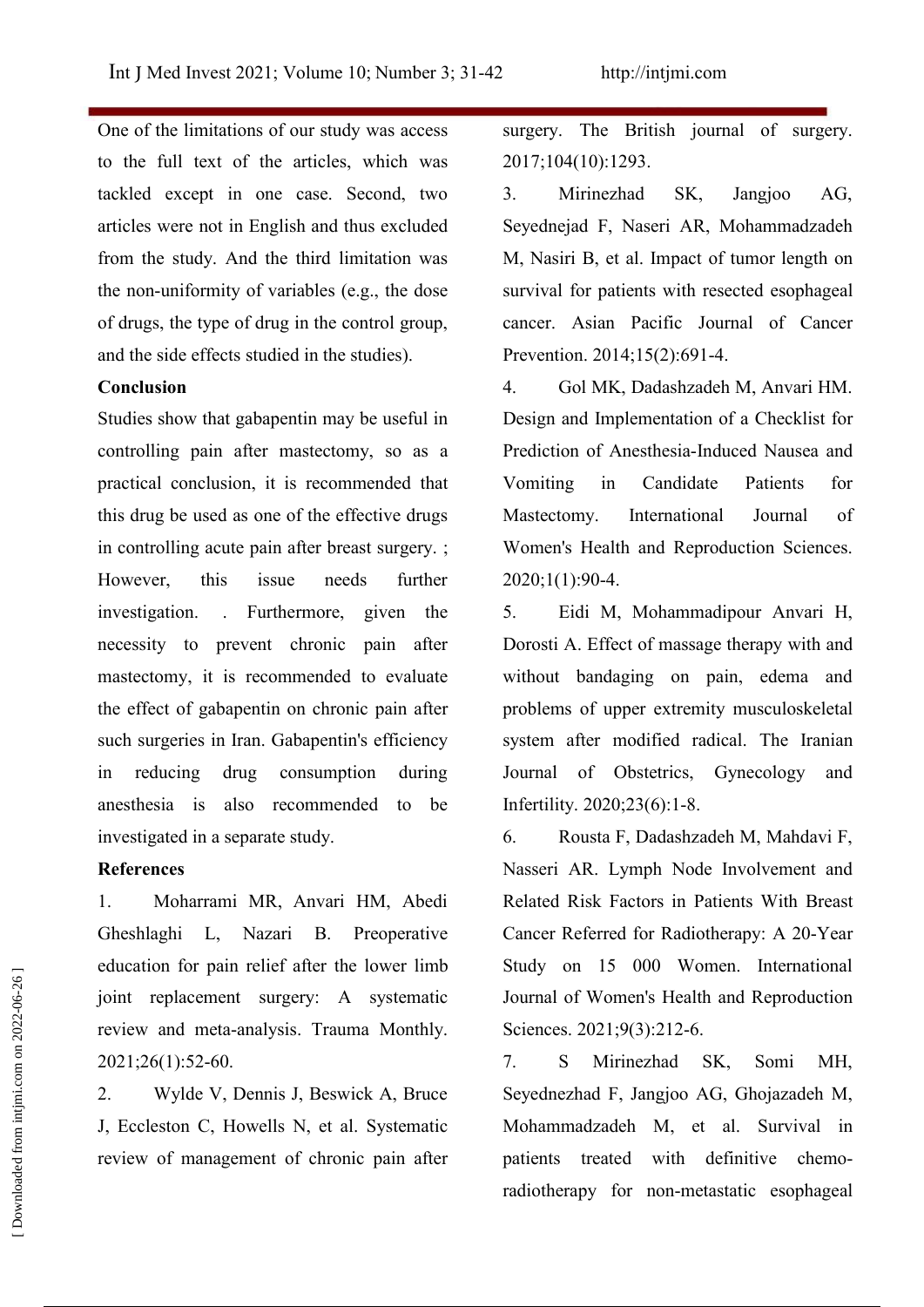One of the limitations of our study was access to the full text of the articles, which was tackled except in one case. Second, two articles were not in English and thus excluded from the study. And the third limitation was the non-uniformity of variables (e.g., the dose of drugs, the type of drug in the control group, and the side effects studied in the studies).

**Conclusion**

Studies show that gabapentin may be useful in controlling pain after mastectomy, so as a practical conclusion, it is recommended that this drug be used as one of the effective drugs in controlling acute pain after breast surgery. ; However, this issue needs further investigation. . Furthermore, given the necessity to prevent chronic pain after mastectomy, it is recommended to evaluate the effect of gabapentin on chronic pain after such surgeries in Iran. Gabapentin's efficiency in reducing drug consumption during anesthesia is also recommended to be investigated in a separate study.

**References**

1. Moharrami MR, Anvari HM, Abedi Gheshlaghi L, Nazari B. Preoperative education for pain relief after the lower limb joint replacement surgery: A systematic review and meta-analysis. Trauma Monthly. 2021;26(1):52-60.
2. Wylde V, Dennis J, Beswick A, Bruce J, Eccleston C, Howells N, et al. Systematic review of management of chronic pain after surgery. The British journal of surgery. 2017;104(10):1293.
3. Mirinezhad SK, Jangjoo AG, Seyednejad F, Naseri AR, Mohammadzadeh M, Nasiri B, et al. Impact of tumor length on survival for patients with resected esophageal cancer. Asian Pacific Journal of Cancer Prevention. 2014;15(2):691-4.
4. Gol MK, Dadashzadeh M, Anvari HM. Design and Implementation of a Checklist for Prediction of Anesthesia-Induced Nausea and Vomiting in Candidate Patients for Mastectomy. International Journal of Women's Health and Reproduction Sciences. 2020;1(1):90-4.
5. Eidi M, Mohammadipour Anvari H, Dorosti A. Effect of massage therapy with and without bandaging on pain, edema and problems of upper extremity musculoskeletal system after modified radical. The Iranian Journal of Obstetrics, Gynecology and Infertility. 2020;23(6):1-8.
6. Rousta F, Dadashzadeh M, Mahdavi F, Nasseri AR. Lymph Node Involvement and Related Risk Factors in Patients With Breast Cancer Referred for Radiotherapy: A 20-Year Study on 15 000 Women. International Journal of Women's Health and Reproduction Sciences. 2021;9(3):212-6.
7. S Mirinezhad SK, Somi MH, Seyednezhad F, Jangjoo AG, Ghojazadeh M, Mohammadzadeh M, et al. Survival in patients treated with definitive chemo-radiotherapy for non-metastatic esophageal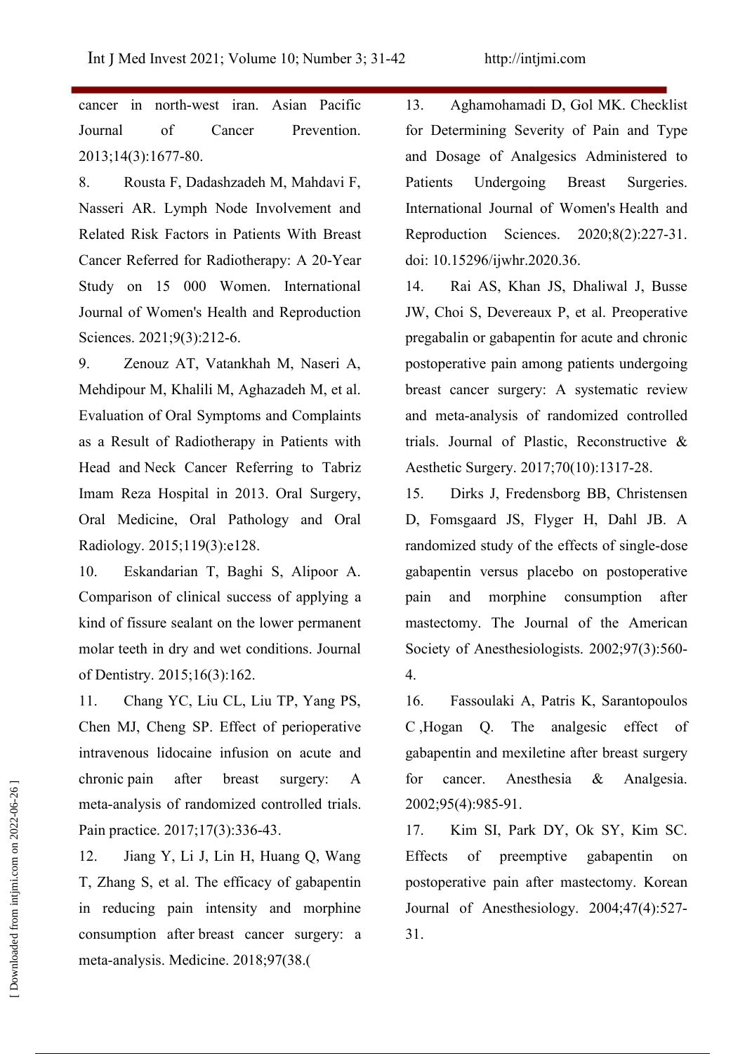cancer in north-west iran. Asian Pacific Journal of Cancer Prevention. 2013;14(3):1677-80.

8. Rousta F, Dadashzadeh M, Mahdavi F, Nasseri AR. Lymph Node Involvement and Related Risk Factors in Patients With Breast Cancer Referred for Radiotherapy: A 20-Year Study on 15 000 Women. International Journal of Women's Health and Reproduction Sciences. 2021;9(3):212-6.

9. Zenouz AT, Vatankhah M, Naseri A, Mehdipour M, Khalili M, Aghazadeh M, et al. Evaluation of Oral Symptoms and Complaints as a Result of Radiotherapy in Patients with Head and Neck Cancer Referring to Tabriz Imam Reza Hospital in 2013. Oral Surgery, Oral Medicine, Oral Pathology and Oral Radiology. 2015;119(3):e128.

10. Eskandarian T, Baghi S, Alipoor A. Comparison of clinical success of applying a kind of fissure sealant on the lower permanent molar teeth in dry and wet conditions. Journal of Dentistry. 2015;16(3):162.

11. Chang YC, Liu CL, Liu TP, Yang PS, Chen MJ, Cheng SP. Effect of perioperative intravenous lidocaine infusion on acute and chronic pain after breast surgery: A meta-analysis of randomized controlled trials. Pain practice. 2017;17(3):336-43.

12. Jiang Y, Li J, Lin H, Huang Q, Wang T, Zhang S, et al. The efficacy of gabapentin in reducing pain intensity and morphine consumption after breast cancer surgery: a meta-analysis. Medicine. 2018;97(38.(

13. Aghamohamadi D, Gol MK. Checklist for Determining Severity of Pain and Type and Dosage of Analgesics Administered to Patients Undergoing Breast Surgeries. International Journal of Women's Health and Reproduction Sciences. 2020;8(2):227-31. doi: 10.15296/ijwhr.2020.36.

14. Rai AS, Khan JS, Dhaliwal J, Busse JW, Choi S, Devereaux P, et al. Preoperative pregabalin or gabapentin for acute and chronic postoperative pain among patients undergoing breast cancer surgery: A systematic review and meta-analysis of randomized controlled trials. Journal of Plastic, Reconstructive & Aesthetic Surgery. 2017;70(10):1317-28.

15. Dirks J, Fredensborg BB, Christensen D, Fomsgaard JS, Flyger H, Dahl JB. A randomized study of the effects of single-dose gabapentin versus placebo on postoperative pain and morphine consumption after mastectomy. The Journal of the American Society of Anesthesiologists. 2002;97(3):560-4.

16. Fassoulaki A, Patris K, Sarantopoulos C ,Hogan Q. The analgesic effect of gabapentin and mexiletine after breast surgery for cancer. Anesthesia & Analgesia. 2002;95(4):985-91.

17. Kim SI, Park DY, Ok SY, Kim SC. Effects of preemptive gabapentin on postoperative pain after mastectomy. Korean Journal of Anesthesiology. 2004;47(4):527-31.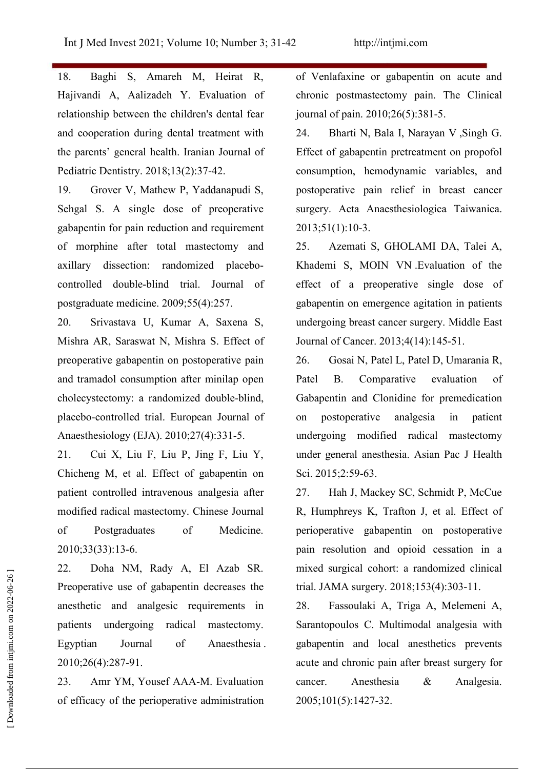18. Baghi S, Amareh M, Heirat R, Hajivandi A, Aalizadeh Y. Evaluation of relationship between the children's dental fear and cooperation during dental treatment with the parents' general health. Iranian Journal of Pediatric Dentistry. 2018;13(2):37-42.

19. Grover V, Mathew P, Yaddanapudi S, Sehgal S. A single dose of preoperative gabapentin for pain reduction and requirement of morphine after total mastectomy and axillary dissection: randomized placebo-controlled double-blind trial. Journal of postgraduate medicine. 2009;55(4):257.

20. Srivastava U, Kumar A, Saxena S, Mishra AR, Saraswat N, Mishra S. Effect of preoperative gabapentin on postoperative pain and tramadol consumption after minilap open cholecystectomy: a randomized double-blind, placebo-controlled trial. European Journal of Anaesthesiology (EJA). 2010;27(4):331-5.

21. Cui X, Liu F, Liu P, Jing F, Liu Y, Chicheng M, et al. Effect of gabapentin on patient controlled intravenous analgesia after modified radical mastectomy. Chinese Journal of Postgraduates of Medicine. 2010;33(33):13-6.

22. Doha NM, Rady A, El Azab SR. Preoperative use of gabapentin decreases the anesthetic and analgesic requirements in patients undergoing radical mastectomy. Egyptian Journal of Anaesthesia. 2010;26(4):287-91.

23. Amr YM, Yousef AAA-M. Evaluation of efficacy of the perioperative administration of Venlafaxine or gabapentin on acute and chronic postmastectomy pain. The Clinical journal of pain. 2010;26(5):381-5.

24. Bharti N, Bala I, Narayan V ,Singh G. Effect of gabapentin pretreatment on propofol consumption, hemodynamic variables, and postoperative pain relief in breast cancer surgery. Acta Anaesthesiologica Taiwanica. 2013;51(1):10-3.

25. Azemati S, GHOLAMI DA, Talei A, Khademi S, MOIN VN .Evaluation of the effect of a preoperative single dose of gabapentin on emergence agitation in patients undergoing breast cancer surgery. Middle East Journal of Cancer. 2013;4(14):145-51.

26. Gosai N, Patel L, Patel D, Umarania R, Patel B. Comparative evaluation of Gabapentin and Clonidine for premedication on postoperative analgesia in patient undergoing modified radical mastectomy under general anesthesia. Asian Pac J Health Sci. 2015;2:59-63.

27. Hah J, Mackey SC, Schmidt P, McCue R, Humphreys K, Trafton J, et al. Effect of perioperative gabapentin on postoperative pain resolution and opioid cessation in a mixed surgical cohort: a randomized clinical trial. JAMA surgery. 2018;153(4):303-11.

28. Fassoulaki A, Triga A, Melemeni A, Sarantopoulos C. Multimodal analgesia with gabapentin and local anesthetics prevents acute and chronic pain after breast surgery for cancer. Anesthesia & Analgesia. 2005;101(5):1427-32.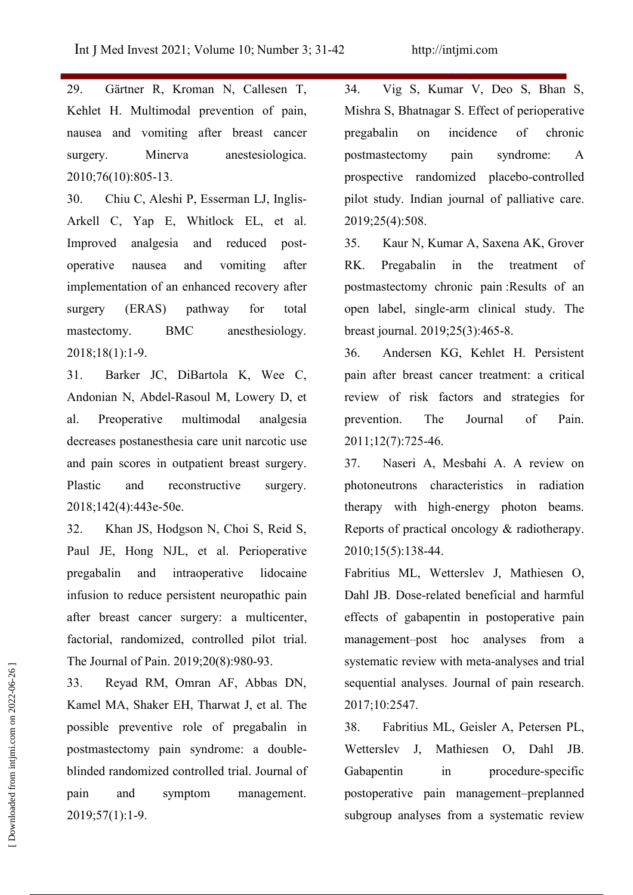29. Gärtner R, Kroman N, Callesen T, Kehlet H. Multimodal prevention of pain, nausea and vomiting after breast cancer surgery. Minerva anestesiologica. 2010;76(10):805-13.

30. Chiu C, Aleshi P, Esserman LJ, Inglis-Arkell C, Yap E, Whitlock EL, et al. Improved analgesia and reduced post-operative nausea and vomiting after implementation of an enhanced recovery after surgery (ERAS) pathway for total mastectomy. BMC anesthesiology. 2018;18(1):1-9.

31. Barker JC, DiBartola K, Wee C, Andonian N, Abdel-Rasoul M, Lowery D, et al. Preoperative multimodal analgesia decreases postanesthesia care unit narcotic use and pain scores in outpatient breast surgery. Plastic and reconstructive surgery. 2018;142(4):443e-50e.

32. Khan JS, Hodgson N, Choi S, Reid S, Paul JE, Hong NJL, et al. Perioperative pregabalin and intraoperative lidocaine infusion to reduce persistent neuropathic pain after breast cancer surgery: a multicenter, factorial, randomized, controlled pilot trial. The Journal of Pain. 2019;20(8):980-93.

33. Reyad RM, Omran AF, Abbas DN, Kamel MA, Shaker EH, Tharwat J, et al. The possible preventive role of pregabalin in postmastectomy pain syndrome: a double-blinded randomized controlled trial. Journal of pain and symptom management. 2019;57(1):1-9.

34. Vig S, Kumar V, Deo S, Bhan S, Mishra S, Bhatnagar S. Effect of perioperative pregabalin on incidence of chronic postmastectomy pain syndrome: A prospective randomized placebo-controlled pilot study. Indian journal of palliative care. 2019;25(4):508.

35. Kaur N, Kumar A, Saxena AK, Grover RK. Pregabalin in the treatment of postmastectomy chronic pain :Results of an open label, single-arm clinical study. The breast journal. 2019;25(3):465-8.

36. Andersen KG, Kehlet H. Persistent pain after breast cancer treatment: a critical review of risk factors and strategies for prevention. The Journal of Pain. 2011;12(7):725-46.

37. Naseri A, Mesbahi A. A review on photoneutrons characteristics in radiation therapy with high-energy photon beams. Reports of practical oncology & radiotherapy. 2010;15(5):138-44.

Fabritius ML, Wetterslev J, Mathiesen O, Dahl JB. Dose-related beneficial and harmful effects of gabapentin in postoperative pain management–post hoc analyses from a systematic review with meta-analyses and trial sequential analyses. Journal of pain research. 2017;10:2547.

38. Fabritius ML, Geisler A, Petersen PL, Wetterslev J, Mathiesen O, Dahl JB. Gabapentin in procedure-specific postoperative pain management–preplanned subgroup analyses from a systematic review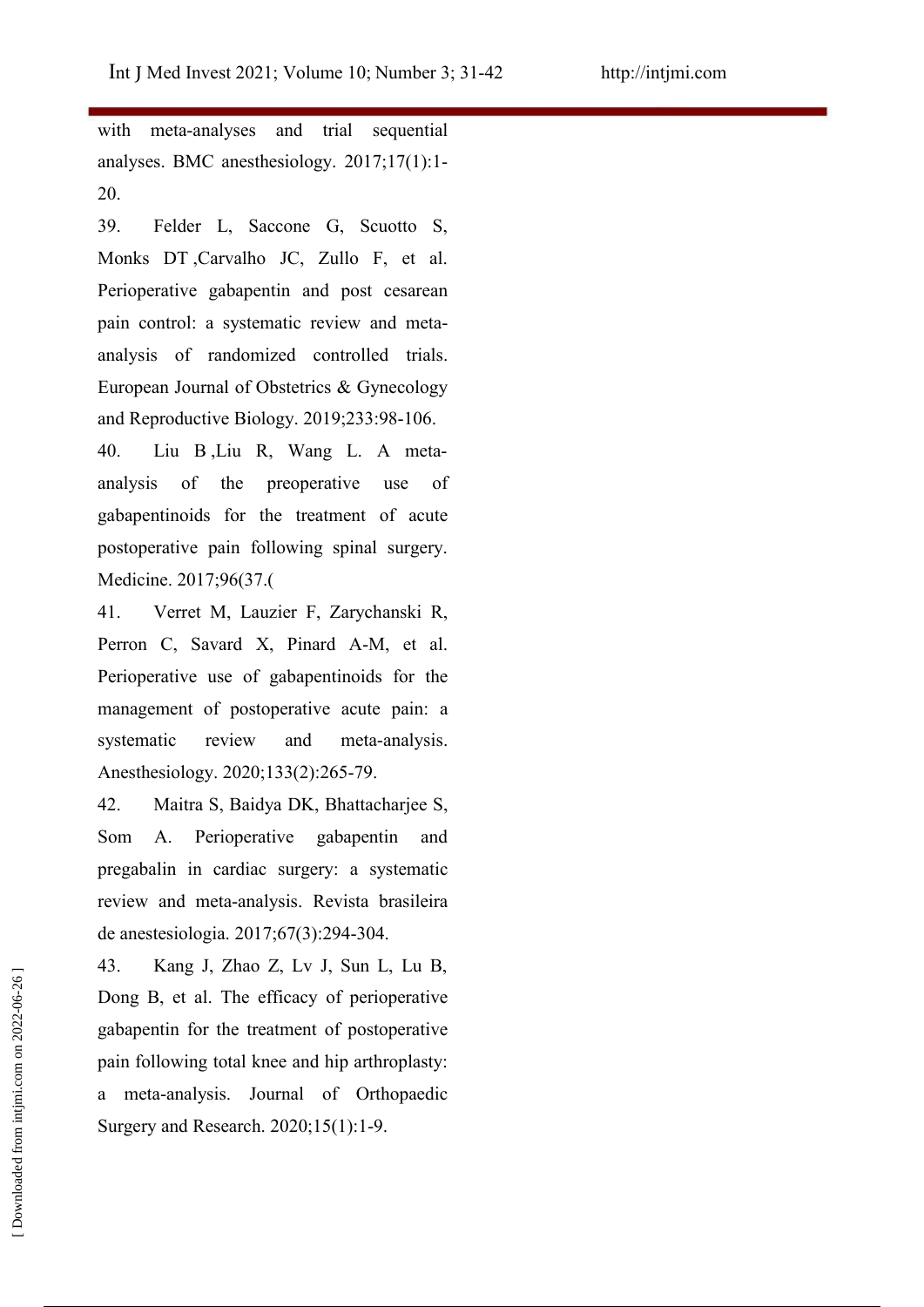with meta-analyses and trial sequential analyses. BMC anesthesiology. 2017;17(1):1-20.

39. Felder L, Saccone G, Scuotto S, Monks DT ,Carvalho JC, Zullo F, et al. Perioperative gabapentin and post cesarean pain control: a systematic review and meta-analysis of randomized controlled trials. European Journal of Obstetrics & Gynecology and Reproductive Biology. 2019;233:98-106.

40. Liu B ,Liu R, Wang L. A meta-analysis of the preoperative use of gabapentinoids for the treatment of acute postoperative pain following spinal surgery. Medicine. 2017;96(37.(

41. Verret M, Lauzier F, Zarychanski R, Perron C, Savard X, Pinard A-M, et al. Perioperative use of gabapentinoids for the management of postoperative acute pain: a systematic review and meta-analysis. Anesthesiology. 2020;133(2):265-79.

42. Maitra S, Baidya DK, Bhattacharjee S, Som A. Perioperative gabapentin and pregabalin in cardiac surgery: a systematic review and meta-analysis. Revista brasileira de anestesiologia. 2017;67(3):294-304.

43. Kang J, Zhao Z, Lv J, Sun L, Lu B, Dong B, et al. The efficacy of perioperative gabapentin for the treatment of postoperative pain following total knee and hip arthroplasty: a meta-analysis. Journal of Orthopaedic Surgery and Research. 2020;15(1):1-9.